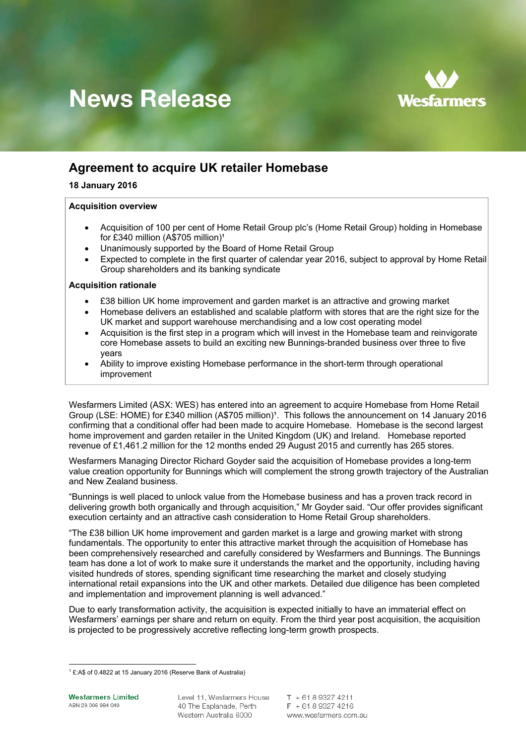# News Release

## Agreement to acquire UK retailer Homebase

**18 January 2016**

**Acquisition overview**

- Acquisition of 100 per cent of Home Retail Group plc's (Home Retail Group) holding in Homebase for £340 million (A$705 million)[1]
- Unanimously supported by the Board of Home Retail Group
- Expected to complete in the first quarter of calendar year 2016, subject to approval by Home Retail Group shareholders and its banking syndicate

**Acquisition rationale**

- £38 billion UK home improvement and garden market is an attractive and growing market
- Homebase delivers an established and scalable platform with stores that are the right size for the UK market and support warehouse merchandising and a low cost operating model
- Acquisition is the first step in a program which will invest in the Homebase team and reinvigorate core Homebase assets to build an exciting new Bunnings-branded business over three to five years
- Ability to improve existing Homebase performance in the short-term through operational improvement

Wesfarmers Limited (ASX: WES) has entered into an agreement to acquire Homebase from Home Retail Group (LSE: HOME) for £340 million (A$705 million)[1]. This follows the announcement on 14 January 2016 confirming that a conditional offer had been made to acquire Homebase. Homebase is the second largest home improvement and garden retailer in the United Kingdom (UK) and Ireland. Homebase reported revenue of £1,461.2 million for the 12 months ended 29 August 2015 and currently has 265 stores.

Wesfarmers Managing Director Richard Goyder said the acquisition of Homebase provides a long-term value creation opportunity for Bunnings which will complement the strong growth trajectory of the Australian and New Zealand business.

"Bunnings is well placed to unlock value from the Homebase business and has a proven track record in delivering growth both organically and through acquisition," Mr Goyder said. "Our offer provides significant execution certainty and an attractive cash consideration to Home Retail Group shareholders.

"The £38 billion UK home improvement and garden market is a large and growing market with strong fundamentals. The opportunity to enter this attractive market through the acquisition of Homebase has been comprehensively researched and carefully considered by Wesfarmers and Bunnings. The Bunnings team has done a lot of work to make sure it understands the market and the opportunity, including having visited hundreds of stores, spending significant time researching the market and closely studying international retail expansions into the UK and other markets. Detailed due diligence has been completed and implementation and improvement planning is well advanced."

Due to early transformation activity, the acquisition is expected initially to have an immaterial effect on Wesfarmers' earnings per share and return on equity. From the third year post acquisition, the acquisition is projected to be progressively accretive reflecting long-term growth prospects.

[1] £:A$ of 0.4822 at 15 January 2016 (Reserve Bank of Australia)

**Wesfarmers Limited**
ABN 28 008 984 049

Level 11, Wesfarmers House
40 The Esplanade, Perth
Western Australia 6000

T + 61 8 9327 4211
F + 61 8 9327 4216
www.wesfarmers.com.au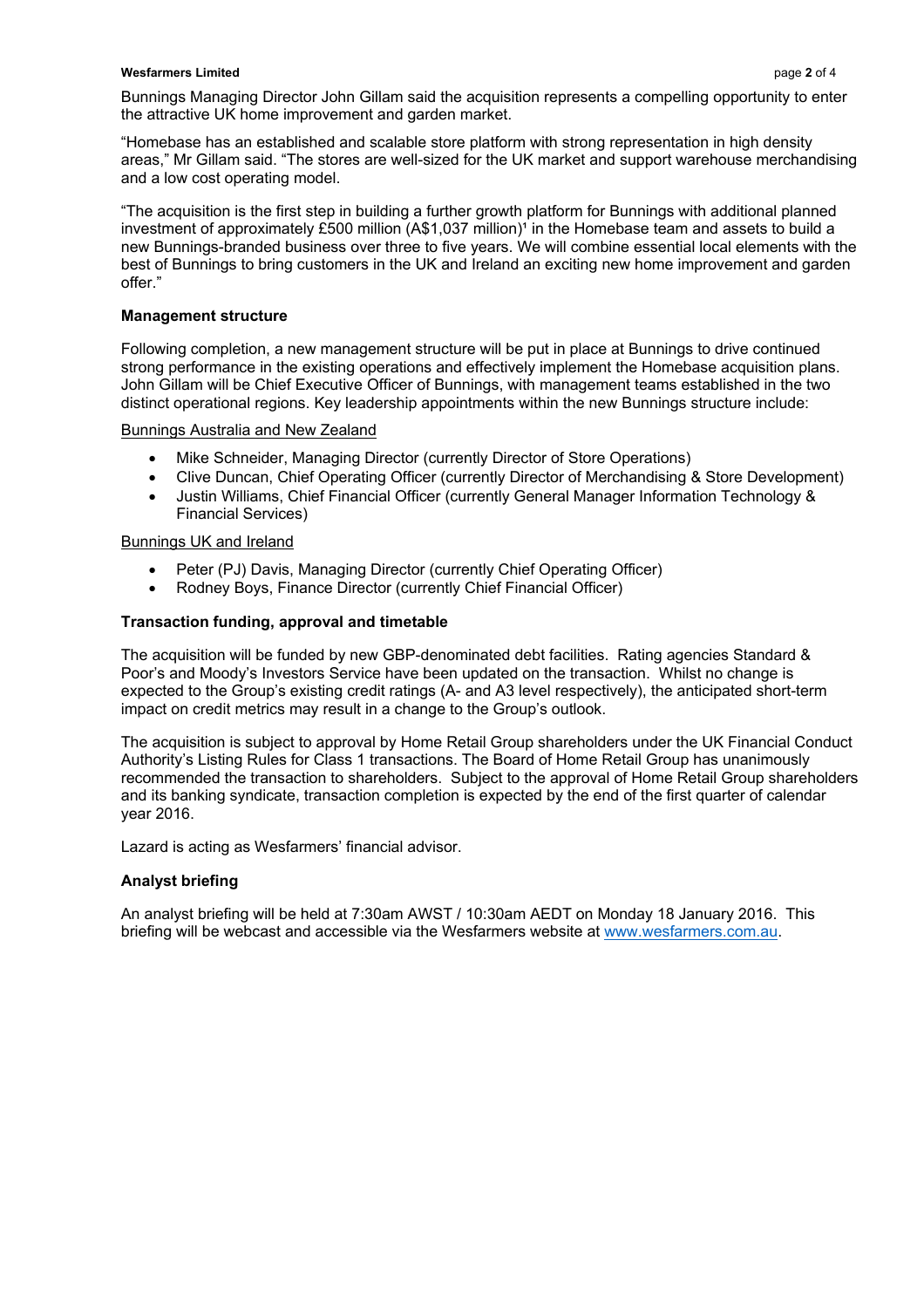Bunnings Managing Director John Gillam said the acquisition represents a compelling opportunity to enter the attractive UK home improvement and garden market.

"Homebase has an established and scalable store platform with strong representation in high density areas," Mr Gillam said. "The stores are well-sized for the UK market and support warehouse merchandising and a low cost operating model.

"The acquisition is the first step in building a further growth platform for Bunnings with additional planned investment of approximately £500 million (A$1,037 million)[1] in the Homebase team and assets to build a new Bunnings-branded business over three to five years. We will combine essential local elements with the best of Bunnings to bring customers in the UK and Ireland an exciting new home improvement and garden offer."

**Management structure**

Following completion, a new management structure will be put in place at Bunnings to drive continued strong performance in the existing operations and effectively implement the Homebase acquisition plans. John Gillam will be Chief Executive Officer of Bunnings, with management teams established in the two distinct operational regions. Key leadership appointments within the new Bunnings structure include:

Bunnings Australia and New Zealand

- Mike Schneider, Managing Director (currently Director of Store Operations)
- Clive Duncan, Chief Operating Officer (currently Director of Merchandising & Store Development)
- Justin Williams, Chief Financial Officer (currently General Manager Information Technology & Financial Services)

Bunnings UK and Ireland

- Peter (PJ) Davis, Managing Director (currently Chief Operating Officer)
- Rodney Boys, Finance Director (currently Chief Financial Officer)

**Transaction funding, approval and timetable**

The acquisition will be funded by new GBP-denominated debt facilities. Rating agencies Standard & Poor's and Moody's Investors Service have been updated on the transaction. Whilst no change is expected to the Group's existing credit ratings (A- and A3 level respectively), the anticipated short-term impact on credit metrics may result in a change to the Group's outlook.

The acquisition is subject to approval by Home Retail Group shareholders under the UK Financial Conduct Authority's Listing Rules for Class 1 transactions. The Board of Home Retail Group has unanimously recommended the transaction to shareholders. Subject to the approval of Home Retail Group shareholders and its banking syndicate, transaction completion is expected by the end of the first quarter of calendar year 2016.

Lazard is acting as Wesfarmers' financial advisor.

**Analyst briefing**

An analyst briefing will be held at 7:30am AWST / 10:30am AEDT on Monday 18 January 2016. This briefing will be webcast and accessible via the Wesfarmers website at www.wesfarmers.com.au.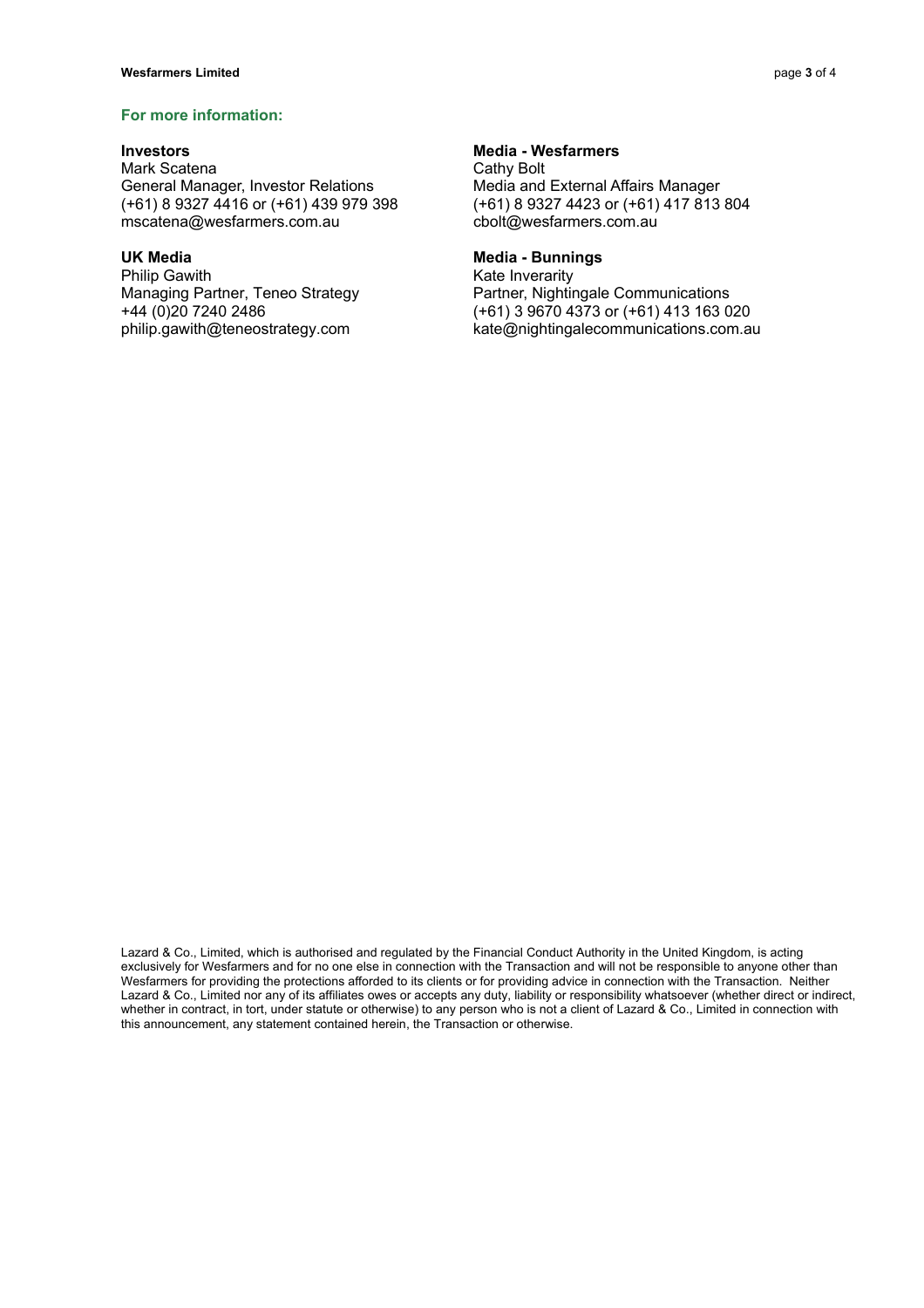## For more information:

**Investors**
Mark Scatena
General Manager, Investor Relations
(+61) 8 9327 4416 or (+61) 439 979 398
mscatena@wesfarmers.com.au

**Media - Wesfarmers**
Cathy Bolt
Media and External Affairs Manager
(+61) 8 9327 4423 or (+61) 417 813 804
cbolt@wesfarmers.com.au

**UK Media**
Philip Gawith
Managing Partner, Teneo Strategy
+44 (0)20 7240 2486
philip.gawith@teneostrategy.com

**Media - Bunnings**
Kate Inverarity
Partner, Nightingale Communications
(+61) 3 9670 4373 or (+61) 413 163 020
kate@nightingalecommunications.com.au

Lazard & Co., Limited, which is authorised and regulated by the Financial Conduct Authority in the United Kingdom, is acting exclusively for Wesfarmers and for no one else in connection with the Transaction and will not be responsible to anyone other than Wesfarmers for providing the protections afforded to its clients or for providing advice in connection with the Transaction. Neither Lazard & Co., Limited nor any of its affiliates owes or accepts any duty, liability or responsibility whatsoever (whether direct or indirect, whether in contract, in tort, under statute or otherwise) to any person who is not a client of Lazard & Co., Limited in connection with this announcement, any statement contained herein, the Transaction or otherwise.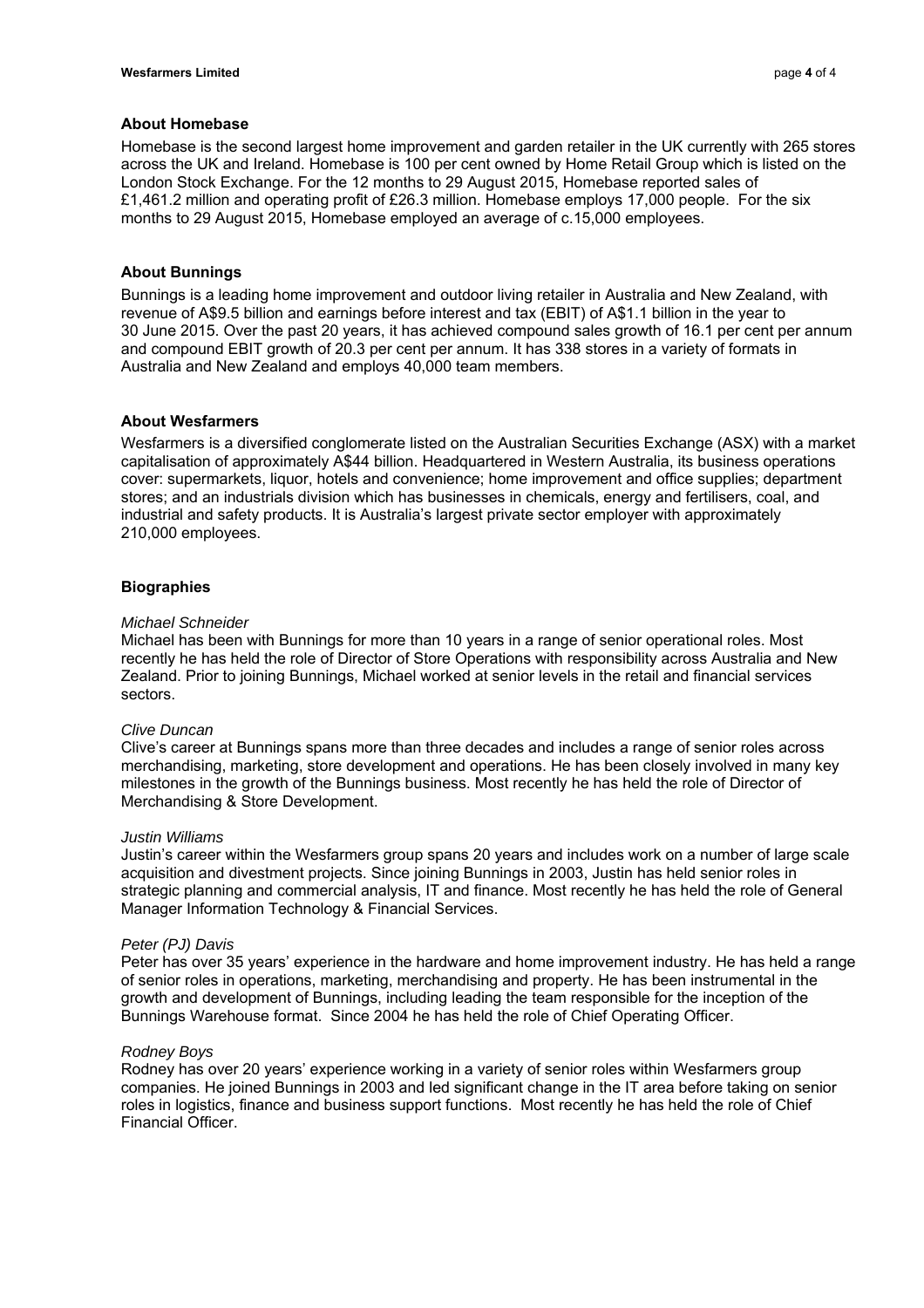## About Homebase

Homebase is the second largest home improvement and garden retailer in the UK currently with 265 stores across the UK and Ireland. Homebase is 100 per cent owned by Home Retail Group which is listed on the London Stock Exchange. For the 12 months to 29 August 2015, Homebase reported sales of £1,461.2 million and operating profit of £26.3 million. Homebase employs 17,000 people. For the six months to 29 August 2015, Homebase employed an average of c.15,000 employees.

## About Bunnings

Bunnings is a leading home improvement and outdoor living retailer in Australia and New Zealand, with revenue of A$9.5 billion and earnings before interest and tax (EBIT) of A$1.1 billion in the year to 30 June 2015. Over the past 20 years, it has achieved compound sales growth of 16.1 per cent per annum and compound EBIT growth of 20.3 per cent per annum. It has 338 stores in a variety of formats in Australia and New Zealand and employs 40,000 team members.

## About Wesfarmers

Wesfarmers is a diversified conglomerate listed on the Australian Securities Exchange (ASX) with a market capitalisation of approximately A$44 billion. Headquartered in Western Australia, its business operations cover: supermarkets, liquor, hotels and convenience; home improvement and office supplies; department stores; and an industrials division which has businesses in chemicals, energy and fertilisers, coal, and industrial and safety products. It is Australia's largest private sector employer with approximately 210,000 employees.

## Biographies

*Michael Schneider*

Michael has been with Bunnings for more than 10 years in a range of senior operational roles. Most recently he has held the role of Director of Store Operations with responsibility across Australia and New Zealand. Prior to joining Bunnings, Michael worked at senior levels in the retail and financial services sectors.

*Clive Duncan*

Clive's career at Bunnings spans more than three decades and includes a range of senior roles across merchandising, marketing, store development and operations. He has been closely involved in many key milestones in the growth of the Bunnings business. Most recently he has held the role of Director of Merchandising & Store Development.

*Justin Williams*

Justin's career within the Wesfarmers group spans 20 years and includes work on a number of large scale acquisition and divestment projects. Since joining Bunnings in 2003, Justin has held senior roles in strategic planning and commercial analysis, IT and finance. Most recently he has held the role of General Manager Information Technology & Financial Services.

*Peter (PJ) Davis*

Peter has over 35 years' experience in the hardware and home improvement industry. He has held a range of senior roles in operations, marketing, merchandising and property. He has been instrumental in the growth and development of Bunnings, including leading the team responsible for the inception of the Bunnings Warehouse format. Since 2004 he has held the role of Chief Operating Officer.

*Rodney Boys*

Rodney has over 20 years' experience working in a variety of senior roles within Wesfarmers group companies. He joined Bunnings in 2003 and led significant change in the IT area before taking on senior roles in logistics, finance and business support functions. Most recently he has held the role of Chief Financial Officer.